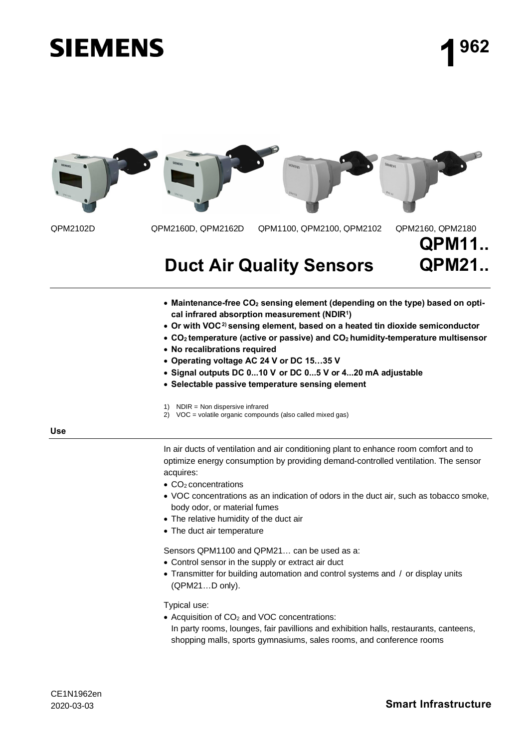# SIEMENS

**1 962**

QPM2102D　　QPM2160D, QPM2162D　　QPM1100, QPM2100, QPM2102　　QPM2160, QPM2180

# Duct Air Quality Sensors

## QPM11.. QPM21..

- **Maintenance-free $CO_2$ sensing element (depending on the type) based on optical infrared absorption measurement (NDIR[1])**
- **Or with VOC[2] sensing element, based on a heated tin dioxide semiconductor**
- **$CO_2$ temperature (active or passive) and $CO_2$ humidity-temperature multisensor**
- **No recalibrations required**
- **Operating voltage AC 24 V or DC 15…35 V**
- **Signal outputs DC 0...10 V or DC 0...5 V or 4...20 mA adjustable**
- **Selectable passive temperature sensing element**

1) NDIR = Non dispersive infrared
2) VOC = volatile organic compounds (also called mixed gas)

## Use

In air ducts of ventilation and air conditioning plant to enhance room comfort and to optimize energy consumption by providing demand-controlled ventilation. The sensor acquires:

- $CO_2$ concentrations
- VOC concentrations as an indication of odors in the duct air, such as tobacco smoke, body odor, or material fumes
- The relative humidity of the duct air
- The duct air temperature

Sensors QPM1100 and QPM21… can be used as a:

- Control sensor in the supply or extract air duct
- Transmitter for building automation and control systems and / or display units (QPM21…D only).

Typical use:

- Acquisition of $CO_2$ and VOC concentrations:
  In party rooms, lounges, fair pavillions and exhibition halls, restaurants, canteens, shopping malls, sports gymnasiums, sales rooms, and conference rooms

CE1N1962en
2020-03-03

**Smart Infrastructure**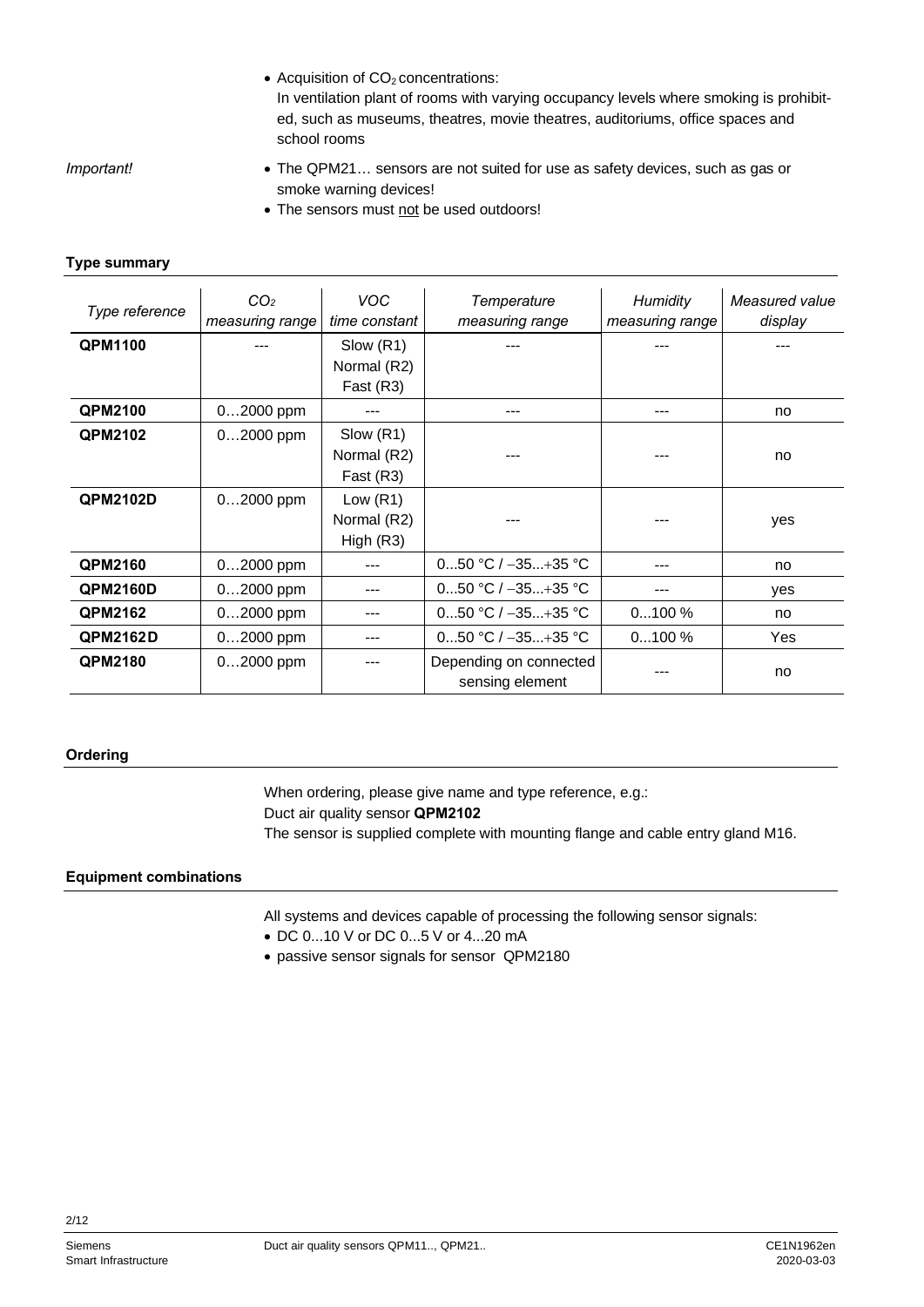- Acquisition of $CO_2$ concentrations:
  In ventilation plant of rooms with varying occupancy levels where smoking is prohibited, such as museums, theatres, movie theatres, auditoriums, office spaces and school rooms

*Important!*

- The QPM21… sensors are not suited for use as safety devices, such as gas or smoke warning devices!
- The sensors must not be used outdoors!

## Type summary

| *Type reference* | *$CO_2$ measuring range* | *VOC time constant* | *Temperature measuring range* | *Humidity measuring range* | *Measured value display* |
|---|---|---|---|---|---|
| **QPM1100** | --- | Slow (R1)<br>Normal (R2)<br>Fast (R3) | --- | --- | --- |
| **QPM2100** | 0…2000 ppm | --- | --- | --- | no |
| **QPM2102** | 0…2000 ppm | Slow (R1)<br>Normal (R2)<br>Fast (R3) | --- | --- | no |
| **QPM2102D** | 0…2000 ppm | Low (R1)<br>Normal (R2)<br>High (R3) | --- | --- | yes |
| **QPM2160** | 0…2000 ppm | --- | 0...50 °C / −35...+35 °C | --- | no |
| **QPM2160D** | 0…2000 ppm | --- | 0...50 °C / −35...+35 °C | --- | yes |
| **QPM2162** | 0…2000 ppm | --- | 0...50 °C / −35...+35 °C | 0...100 % | no |
| **QPM2162D** | 0…2000 ppm | --- | 0...50 °C / −35...+35 °C | 0...100 % | Yes |
| **QPM2180** | 0…2000 ppm | --- | Depending on connected sensing element | --- | no |

## Ordering

When ordering, please give name and type reference, e.g.:
Duct air quality sensor **QPM2102**
The sensor is supplied complete with mounting flange and cable entry gland M16.

## Equipment combinations

All systems and devices capable of processing the following sensor signals:

- DC 0...10 V or DC 0...5 V or 4...20 mA
- passive sensor signals for sensor QPM2180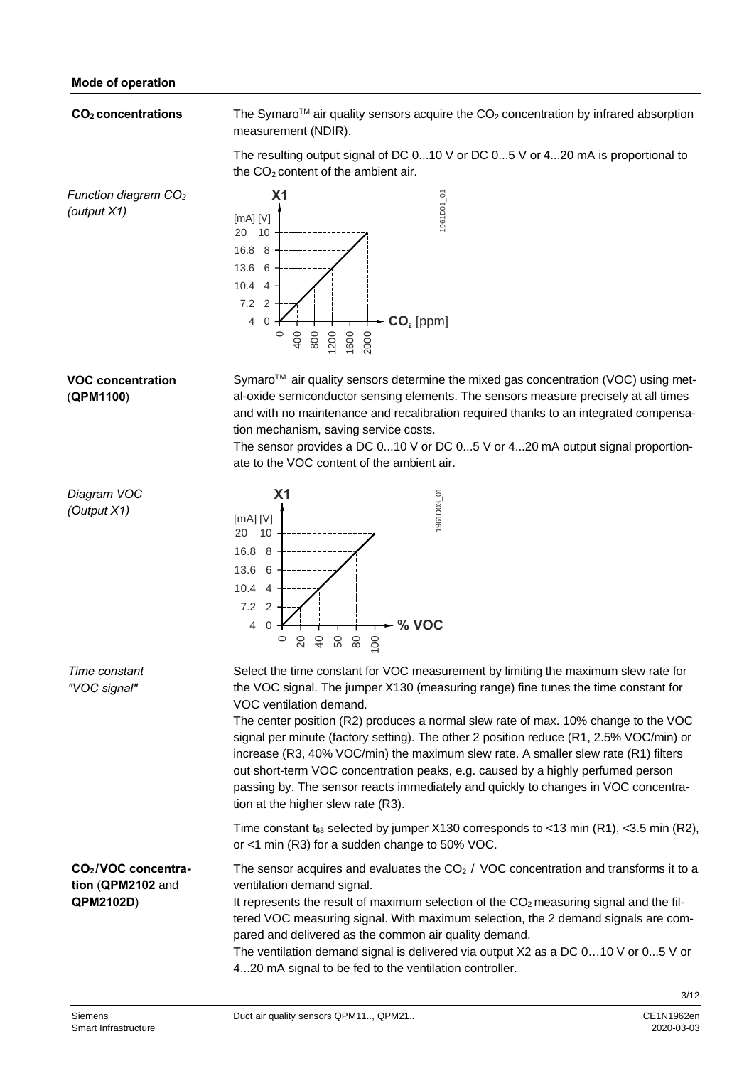## Mode of operation

**$CO_2$ concentrations**

The Symaro™ air quality sensors acquire the $CO_2$ concentration by infrared absorption measurement (NDIR).

The resulting output signal of DC 0...10 V or DC 0...5 V or 4...20 mA is proportional to the $CO_2$ content of the ambient air.

*Function diagram $CO_2$ (output X1)*

**VOC concentration (QPM1100)**

Symaro™ air quality sensors determine the mixed gas concentration (VOC) using metal-oxide semiconductor sensing elements. The sensors measure precisely at all times and with no maintenance and recalibration required thanks to an integrated compensation mechanism, saving service costs.
The sensor provides a DC 0...10 V or DC 0...5 V or 4...20 mA output signal proportionate to the VOC content of the ambient air.

*Diagram VOC (Output X1)*

*Time constant "VOC signal"*

Select the time constant for VOC measurement by limiting the maximum slew rate for the VOC signal. The jumper X130 (measuring range) fine tunes the time constant for VOC ventilation demand.
The center position (R2) produces a normal slew rate of max. 10% change to the VOC signal per minute (factory setting). The other 2 position reduce (R1, 2.5% VOC/min) or increase (R3, 40% VOC/min) the maximum slew rate. A smaller slew rate (R1) filters out short-term VOC concentration peaks, e.g. caused by a highly perfumed person passing by. The sensor reacts immediately and quickly to changes in VOC concentration at the higher slew rate (R3).

Time constant $t_{63}$ selected by jumper X130 corresponds to <13 min (R1), <3.5 min (R2), or <1 min (R3) for a sudden change to 50% VOC.

**$CO_2$/VOC concentration (QPM2102 and QPM2102D)**

The sensor acquires and evaluates the $CO_2$ / VOC concentration and transforms it to a ventilation demand signal.
It represents the result of maximum selection of the $CO_2$ measuring signal and the filtered VOC measuring signal. With maximum selection, the 2 demand signals are compared and delivered as the common air quality demand.
The ventilation demand signal is delivered via output X2 as a DC 0…10 V or 0...5 V or 4...20 mA signal to be fed to the ventilation controller.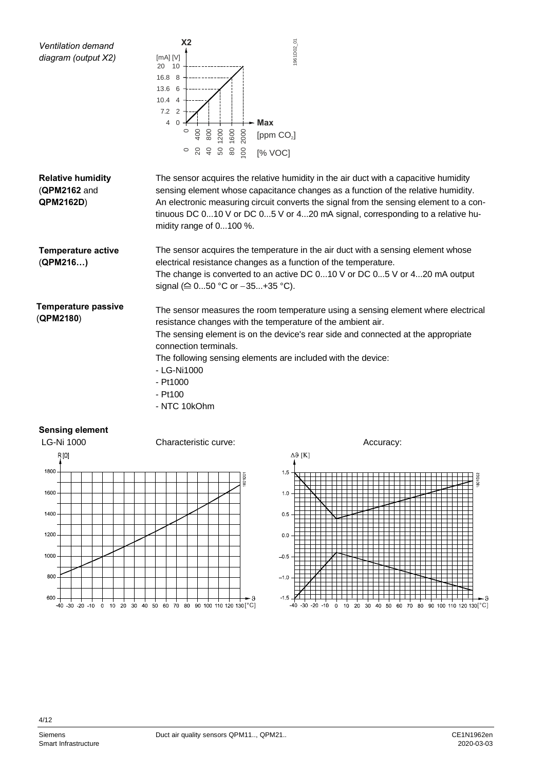*Ventilation demand diagram (output X2)*

**Relative humidity (QPM2162 and QPM2162D)**

The sensor acquires the relative humidity in the air duct with a capacitive humidity sensing element whose capacitance changes as a function of the relative humidity. An electronic measuring circuit converts the signal from the sensing element to a continuous DC 0...10 V or DC 0...5 V or 4...20 mA signal, corresponding to a relative humidity range of 0...100 %.

**Temperature active (QPM216…)**

The sensor acquires the temperature in the air duct with a sensing element whose electrical resistance changes as a function of the temperature.
The change is converted to an active DC 0...10 V or DC 0...5 V or 4...20 mA output signal (≙ 0...50 °C or −35...+35 °C).

**Temperature passive (QPM2180)**

The sensor measures the room temperature using a sensing element where electrical resistance changes with the temperature of the ambient air.
The sensing element is on the device's rear side and connected at the appropriate connection terminals.
The following sensing elements are included with the device:
- LG-Ni1000
- Pt1000
- Pt100
- NTC 10kOhm

**Sensing element**

LG-Ni 1000 Characteristic curve: Accuracy: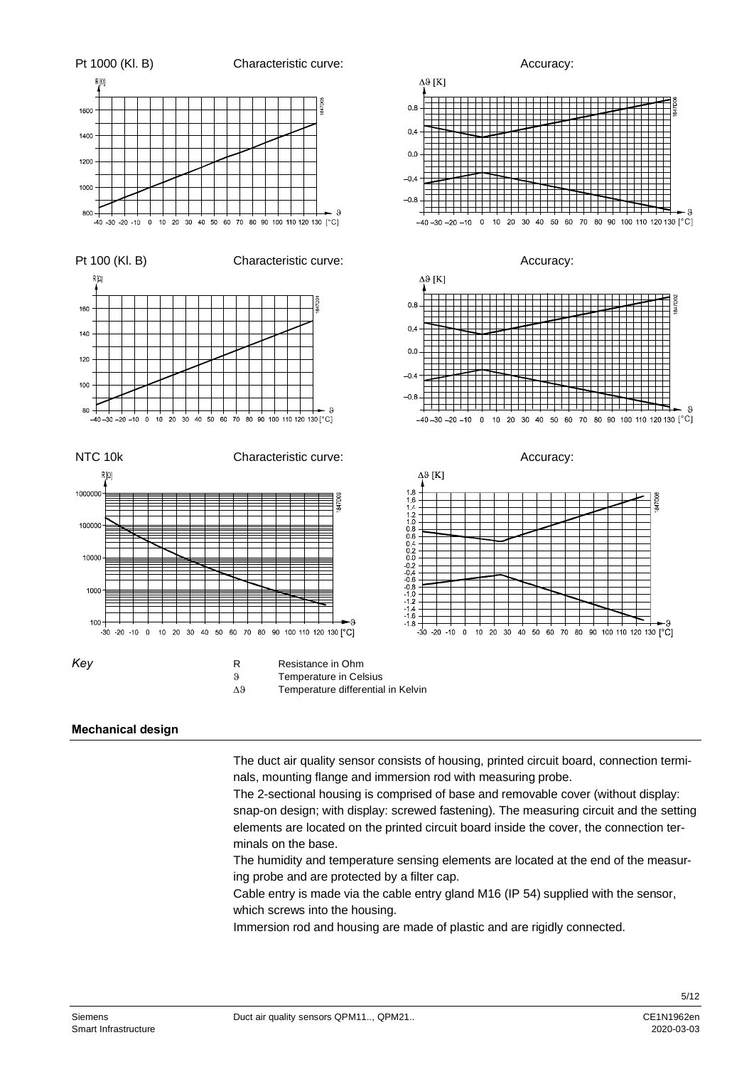Pt 1000 (Kl. B) Characteristic curve: Accuracy:

Pt 100 (Kl. B) Characteristic curve: Accuracy:

NTC 10k Characteristic curve: Accuracy:

*Key*

| | |
|---|---|
| R | Resistance in Ohm |
| ϑ | Temperature in Celsius |
| Δϑ | Temperature differential in Kelvin |

## Mechanical design

The duct air quality sensor consists of housing, printed circuit board, connection terminals, mounting flange and immersion rod with measuring probe.

The 2-sectional housing is comprised of base and removable cover (without display: snap-on design; with display: screwed fastening). The measuring circuit and the setting elements are located on the printed circuit board inside the cover, the connection terminals on the base.

The humidity and temperature sensing elements are located at the end of the measuring probe and are protected by a filter cap.

Cable entry is made via the cable entry gland M16 (IP 54) supplied with the sensor, which screws into the housing.

Immersion rod and housing are made of plastic and are rigidly connected.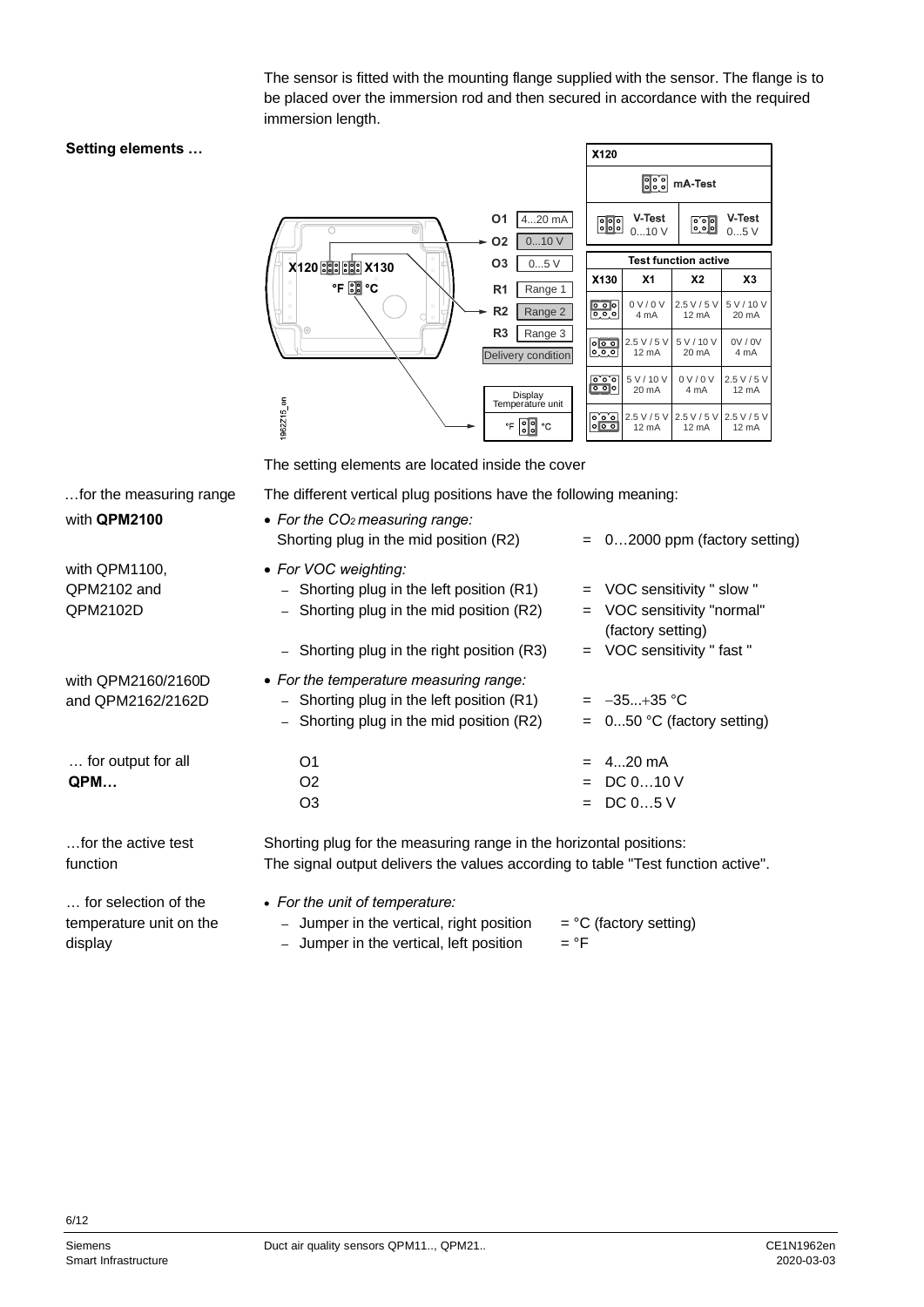The sensor is fitted with the mounting flange supplied with the sensor. The flange is to be placed over the immersion rod and then secured in accordance with the required immersion length.

## Setting elements …

| X120 | | | |
|---|---|---|---|
| mA-Test | | | |
| V-Test 0...10 V | | V-Test 0...5 V | |

O1 4...20 mA
O2 0...10 V
O3 0...5 V
R1 Range 1
R2 Range 2
R3 Range 3
Delivery condition

Display Temperature unit °F °C

| Test function active | | | |
|---|---|---|---|
| X130 | X1 | X2 | X3 |
| | 0 V / 0 V 4 mA | 2.5 V / 5 V 12 mA | 5 V / 10 V 20 mA |
| | 2.5 V / 5 V 12 mA | 5 V / 10 V 20 mA | 0V / 0V 4 mA |
| | 5 V / 10 V 20 mA | 0 V / 0 V 4 mA | 2.5 V / 5 V 12 mA |
| | 2.5 V / 5 V 12 mA | 2.5 V / 5 V 12 mA | 2.5 V / 5 V 12 mA |

The setting elements are located inside the cover

**…for the measuring range**

The different vertical plug positions have the following meaning:

with **QPM2100**

- *For the $CO_2$ measuring range:*
  Shorting plug in the mid position (R2) = 0…2000 ppm (factory setting)

with QPM1100, QPM2102 and QPM2102D

- *For VOC weighting:*
  - Shorting plug in the left position (R1) = VOC sensitivity " slow "
  - Shorting plug in the mid position (R2) = VOC sensitivity "normal" (factory setting)
  - Shorting plug in the right position (R3) = VOC sensitivity " fast "

with QPM2160/2160D and QPM2162/2162D

- *For the temperature measuring range:*
  - Shorting plug in the left position (R1) = −35...+35 °C
  - Shorting plug in the mid position (R2) = 0...50 °C (factory setting)

**… for output for all QPM…**

O1 = 4...20 mA
O2 = DC 0…10 V
O3 = DC 0…5 V

**…for the active test function**

Shorting plug for the measuring range in the horizontal positions:
The signal output delivers the values according to table "Test function active".

**… for selection of the temperature unit on the display**

- *For the unit of temperature:*
  - Jumper in the vertical, right position = °C (factory setting)
  - Jumper in the vertical, left position = °F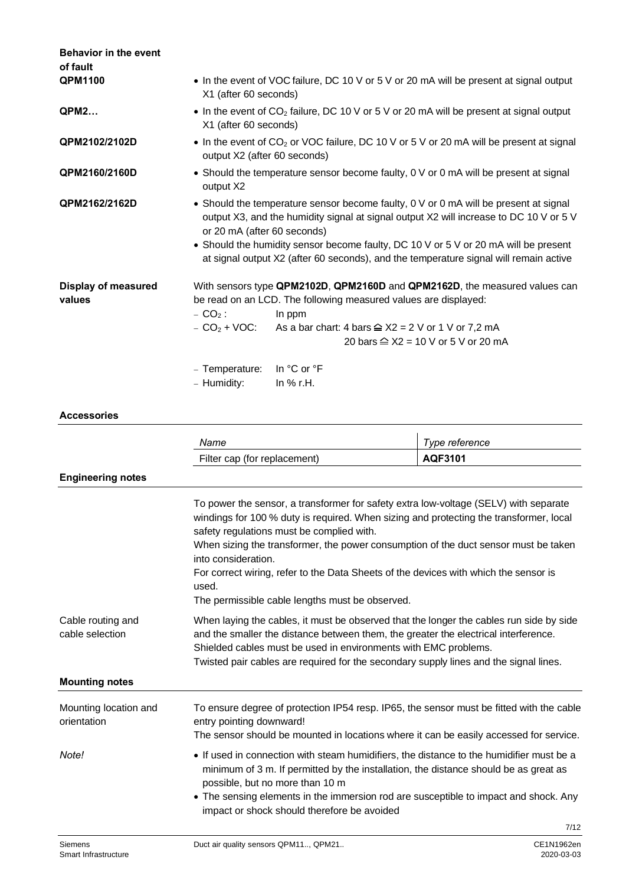**Behavior in the event of fault**

**QPM1100**

- In the event of VOC failure, DC 10 V or 5 V or 20 mA will be present at signal output X1 (after 60 seconds)

**QPM2…**

- In the event of $CO_2$ failure, DC 10 V or 5 V or 20 mA will be present at signal output X1 (after 60 seconds)

**QPM2102/2102D**

- In the event of $CO_2$ or VOC failure, DC 10 V or 5 V or 20 mA will be present at signal output X2 (after 60 seconds)

**QPM2160/2160D**

- Should the temperature sensor become faulty, 0 V or 0 mA will be present at signal output X2

**QPM2162/2162D**

- Should the temperature sensor become faulty, 0 V or 0 mA will be present at signal output X3, and the humidity signal at signal output X2 will increase to DC 10 V or 5 V or 20 mA (after 60 seconds)
- Should the humidity sensor become faulty, DC 10 V or 5 V or 20 mA will be present at signal output X2 (after 60 seconds), and the temperature signal will remain active

**Display of measured values**

With sensors type **QPM2102D**, **QPM2160D** and **QPM2162D**, the measured values can be read on an LCD. The following measured values are displayed:

- $CO_2$ : In ppm
- $CO_2$ + VOC: As a bar chart: 4 bars ≙ X2 = 2 V or 1 V or 7,2 mA
  20 bars ≙ X2 = 10 V or 5 V or 20 mA
- Temperature: In °C or °F
- Humidity: In % r.H.

## Accessories

| Name | Type reference |
|---|---|
| Filter cap (for replacement) | **AQF3101** |

## Engineering notes

To power the sensor, a transformer for safety extra low-voltage (SELV) with separate windings for 100 % duty is required. When sizing and protecting the transformer, local safety regulations must be complied with.
When sizing the transformer, the power consumption of the duct sensor must be taken into consideration.
For correct wiring, refer to the Data Sheets of the devices with which the sensor is used.
The permissible cable lengths must be observed.

**Cable routing and cable selection**

When laying the cables, it must be observed that the longer the cables run side by side and the smaller the distance between them, the greater the electrical interference.
Shielded cables must be used in environments with EMC problems.
Twisted pair cables are required for the secondary supply lines and the signal lines.

## Mounting notes

**Mounting location and orientation**

To ensure degree of protection IP54 resp. IP65, the sensor must be fitted with the cable entry pointing downward!
The sensor should be mounted in locations where it can be easily accessed for service.

*Note!*

- If used in connection with steam humidifiers, the distance to the humidifier must be a minimum of 3 m. If permitted by the installation, the distance should be as great as possible, but no more than 10 m
- The sensing elements in the immersion rod are susceptible to impact and shock. Any impact or shock should therefore be avoided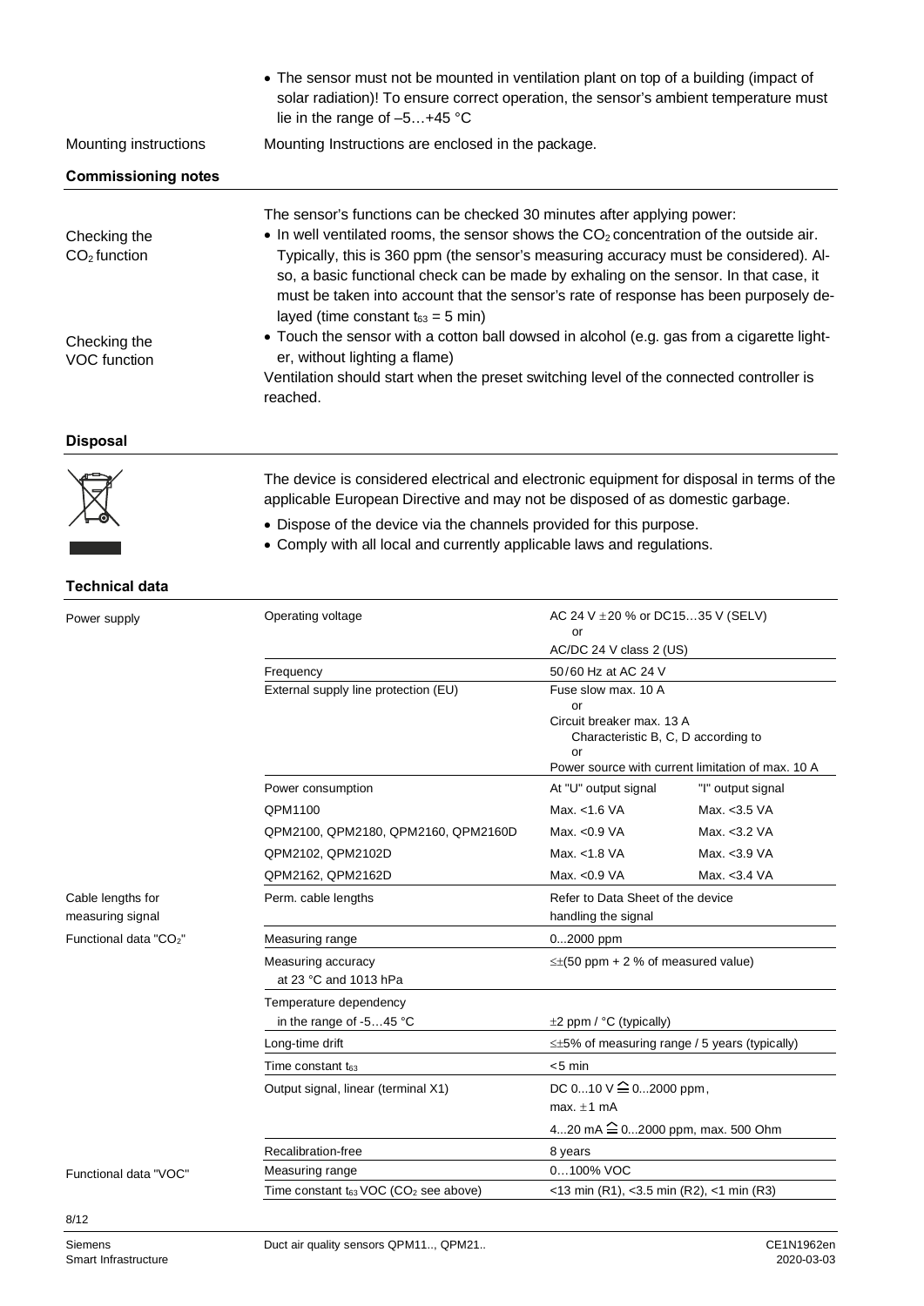- The sensor must not be mounted in ventilation plant on top of a building (impact of solar radiation)! To ensure correct operation, the sensor's ambient temperature must lie in the range of –5…+45 °C

Mounting instructions

Mounting Instructions are enclosed in the package.

## Commissioning notes

The sensor's functions can be checked 30 minutes after applying power:

Checking the $CO_2$ function

- In well ventilated rooms, the sensor shows the $CO_2$ concentration of the outside air. Typically, this is 360 ppm (the sensor's measuring accuracy must be considered). Also, a basic functional check can be made by exhaling on the sensor. In that case, it must be taken into account that the sensor's rate of response has been purposely delayed (time constant $t_{63}$ = 5 min)

Checking the VOC function

- Touch the sensor with a cotton ball dowsed in alcohol (e.g. gas from a cigarette lighter, without lighting a flame)

Ventilation should start when the preset switching level of the connected controller is reached.

## Disposal

The device is considered electrical and electronic equipment for disposal in terms of the applicable European Directive and may not be disposed of as domestic garbage.

- Dispose of the device via the channels provided for this purpose.
- Comply with all local and currently applicable laws and regulations.

## Technical data

| | | | |
|---|---|---|---|
| Power supply | Operating voltage | AC 24 V ±20 % or DC15…35 V (SELV) or AC/DC 24 V class 2 (US) | |
| | Frequency | 50/60 Hz at AC 24 V | |
| | External supply line protection (EU) | Fuse slow max. 10 A or Circuit breaker max. 13 A Characteristic B, C, D according to or Power source with current limitation of max. 10 A | |
| | Power consumption | At "U" output signal | "I" output signal |
| | QPM1100 | Max. <1.6 VA | Max. <3.5 VA |
| | QPM2100, QPM2180, QPM2160, QPM2160D | Max. <0.9 VA | Max. <3.2 VA |
| | QPM2102, QPM2102D | Max. <1.8 VA | Max. <3.9 VA |
| | QPM2162, QPM2162D | Max. <0.9 VA | Max. <3.4 VA |
| Cable lengths for measuring signal | Perm. cable lengths | Refer to Data Sheet of the device handling the signal | |
| Functional data "$CO_2$" | Measuring range | 0...2000 ppm | |
| | Measuring accuracy at 23 °C and 1013 hPa | ≤±(50 ppm + 2 % of measured value) | |
| | Temperature dependency in the range of -5…45 °C | ±2 ppm / °C (typically) | |
| | Long-time drift | ≤±5% of measuring range / 5 years (typically) | |
| | Time constant $t_{63}$ | <5 min | |
| | Output signal, linear (terminal X1) | DC 0...10 V ≙ 0...2000 ppm, max. ±1 mA | |
| | | 4...20 mA ≙ 0...2000 ppm, max. 500 Ohm | |
| | Recalibration-free | 8 years | |
| Functional data "VOC" | Measuring range | 0…100% VOC | |
| | Time constant $t_{63}$ VOC ($CO_2$ see above) | <13 min (R1), <3.5 min (R2), <1 min (R3) | |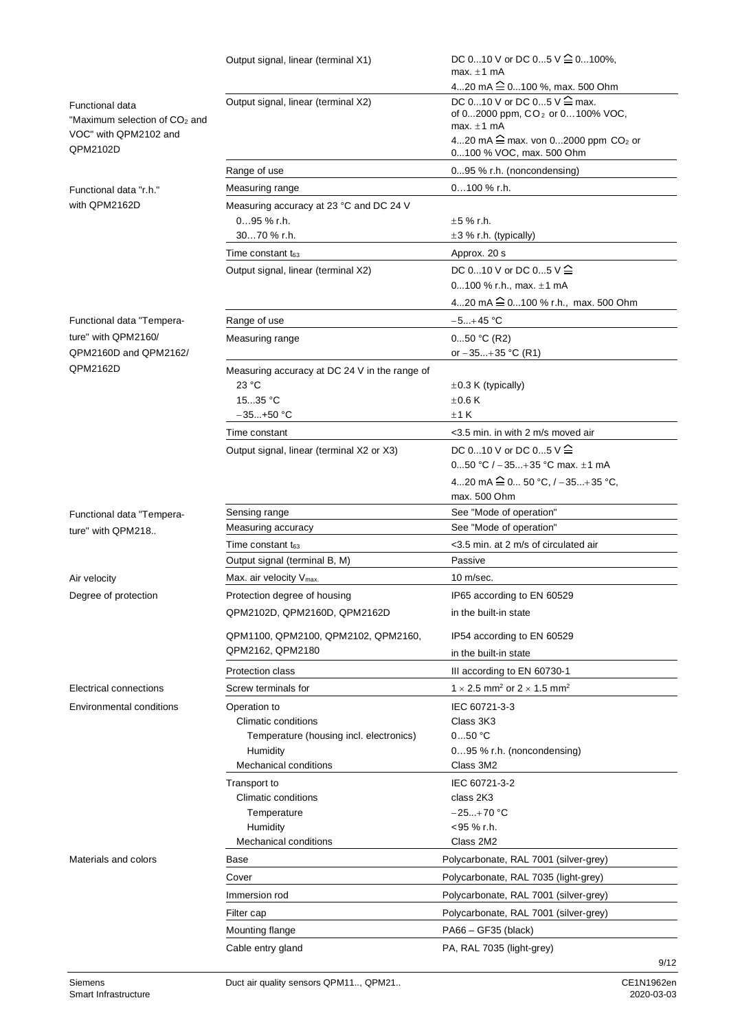| | | |
|---|---|---|
| | Output signal, linear (terminal X1) | DC 0...10 V or DC 0...5 V ≙ 0...100%, max. ±1 mA<br>4...20 mA ≙ 0...100 %, max. 500 Ohm |
| Functional data "Maximum selection of $CO_2$ and VOC" with QPM2102 and QPM2102D | Output signal, linear (terminal X2) | DC 0...10 V or DC 0...5 V ≙ max. of 0...2000 ppm, $CO_2$ or 0…100% VOC, max. ±1 mA<br>4...20 mA ≙ max. von 0...2000 ppm $CO_2$ or 0...100 % VOC, max. 500 Ohm |
| | Range of use | 0…95 % r.h. (noncondensing) |
| Functional data "r.h." with QPM2162D | Measuring range | 0…100 % r.h. |
| | Measuring accuracy at 23 °C and DC 24 V | |
| | 0…95 % r.h. | ±5 % r.h. |
| | 30…70 % r.h. | ±3 % r.h. (typically) |
| | Time constant $t_{63}$ | Approx. 20 s |
| | Output signal, linear (terminal X2) | DC 0...10 V or DC 0...5 V ≙ 0...100 % r.h., max. ±1 mA<br>4...20 mA ≙ 0...100 % r.h., max. 500 Ohm |
| Functional data "Temperature" with QPM2160/ QPM2160D and QPM2162/ QPM2162D | Range of use | −5...+45 °C |
| | Measuring range | 0...50 °C (R2)<br>or −35...+35 °C (R1) |
| | Measuring accuracy at DC 24 V in the range of | |
| | 23 °C | ±0.3 K (typically) |
| | 15...35 °C | ±0.6 K |
| | −35...+50 °C | ±1 K |
| | Time constant | <3.5 min. in with 2 m/s moved air |
| | Output signal, linear (terminal X2 or X3) | DC 0...10 V or DC 0...5 V ≙ 0...50 °C / −35...+35 °C max. ±1 mA<br>4...20 mA ≙ 0... 50 °C, / −35...+35 °C, max. 500 Ohm |
| Functional data "Temperature" with QPM218.. | Sensing range | See "Mode of operation" |
| | Measuring accuracy | See "Mode of operation" |
| | Time constant $t_{63}$ | <3.5 min. at 2 m/s of circulated air |
| | Output signal (terminal B, M) | Passive |
| Air velocity | Max. air velocity $V_{max.}$ | 10 m/sec. |
| Degree of protection | Protection degree of housing | IP65 according to EN 60529 |
| | QPM2102D, QPM2160D, QPM2162D | in the built-in state |
| | QPM1100, QPM2100, QPM2102, QPM2160, QPM2162, QPM2180 | IP54 according to EN 60529<br>in the built-in state |
| | Protection class | III according to EN 60730-1 |
| Electrical connections | Screw terminals for | 1 × 2.5 mm² or 2 × 1.5 mm² |
| Environmental conditions | Operation to | IEC 60721-3-3 |
| | Climatic conditions | Class 3K3 |
| | Temperature (housing incl. electronics) | 0…50 °C |
| | Humidity | 0…95 % r.h. (noncondensing) |
| | Mechanical conditions | Class 3M2 |
| | Transport to | IEC 60721-3-2 |
| | Climatic conditions | class 2K3 |
| | Temperature | −25...+70 °C |
| | Humidity | <95 % r.h. |
| | Mechanical conditions | Class 2M2 |
| Materials and colors | Base | Polycarbonate, RAL 7001 (silver-grey) |
| | Cover | Polycarbonate, RAL 7035 (light-grey) |
| | Immersion rod | Polycarbonate, RAL 7001 (silver-grey) |
| | Filter cap | Polycarbonate, RAL 7001 (silver-grey) |
| | Mounting flange | PA66 – GF35 (black) |
| | Cable entry gland | PA, RAL 7035 (light-grey) |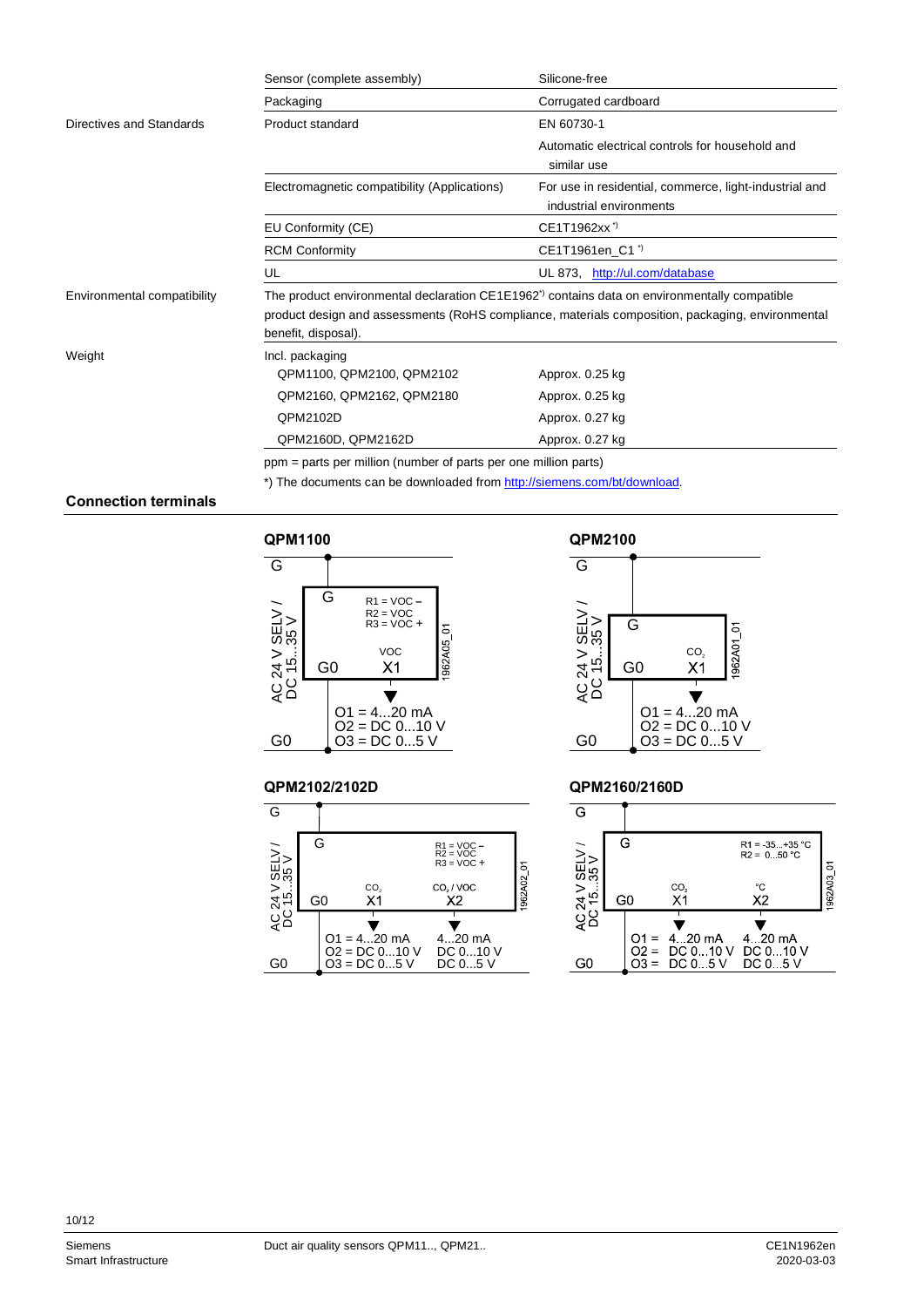| | | |
|---|---|---|
| | Sensor (complete assembly) | Silicone-free |
| | Packaging | Corrugated cardboard |
| Directives and Standards | Product standard | EN 60730-1<br>Automatic electrical controls for household and similar use |
| | Electromagnetic compatibility (Applications) | For use in residential, commerce, light-industrial and industrial environments |
| | EU Conformity (CE) | CE1T1962xx *) |
| | RCM Conformity | CE1T1961en_C1 *) |
| | UL | UL 873, http://ul.com/database |
| Environmental compatibility | The product environmental declaration CE1E1962*) contains data on environmentally compatible product design and assessments (RoHS compliance, materials composition, packaging, environmental benefit, disposal). | |
| Weight | Incl. packaging | |
| | QPM1100, QPM2100, QPM2102 | Approx. 0.25 kg |
| | QPM2160, QPM2162, QPM2180 | Approx. 0.25 kg |
| | QPM2102D | Approx. 0.27 kg |
| | QPM2160D, QPM2162D | Approx. 0.27 kg |

ppm = parts per million (number of parts per one million parts)

*) The documents can be downloaded from http://siemens.com/bt/download.

## Connection terminals

**QPM1100**

G — AC 24 V SELV / DC 15...35 V — G0

Device: G, G0, X1 (VOC); R1 = VOC –, R2 = VOC, R3 = VOC +

O1 = 4...20 mA
O2 = DC 0...10 V
O3 = DC 0...5 V

1962A05_01

**QPM2100**

G — AC 24 V SELV / DC 15...35 V — G0

Device: G, G0, X1 ($CO_2$)

O1 = 4...20 mA
O2 = DC 0...10 V
O3 = DC 0...5 V

1962A01_01

**QPM2102/2102D**

G — AC 24 V SELV / DC 15...35 V — G0

Device: G, G0, X1 ($CO_2$), X2 ($CO_2$ / VOC); R1 = VOC –, R2 = VOC, R3 = VOC +

| | X1 | X2 |
|---|---|---|
| O1 = | 4...20 mA | 4...20 mA |
| O2 = | DC 0...10 V | DC 0...10 V |
| O3 = | DC 0...5 V | DC 0...5 V |

1962A02_01

**QPM2160/2160D**

G — AC 24 V SELV / DC 15...35 V — G0

Device: G, G0, X1 ($CO_2$), X2 (°C); R1 = -35...+35 °C, R2 = 0...50 °C

| | X1 | X2 |
|---|---|---|
| O1 = | 4...20 mA | 4...20 mA |
| O2 = | DC 0...10 V | DC 0...10 V |
| O3 = | DC 0...5 V | DC 0...5 V |

1962A03_01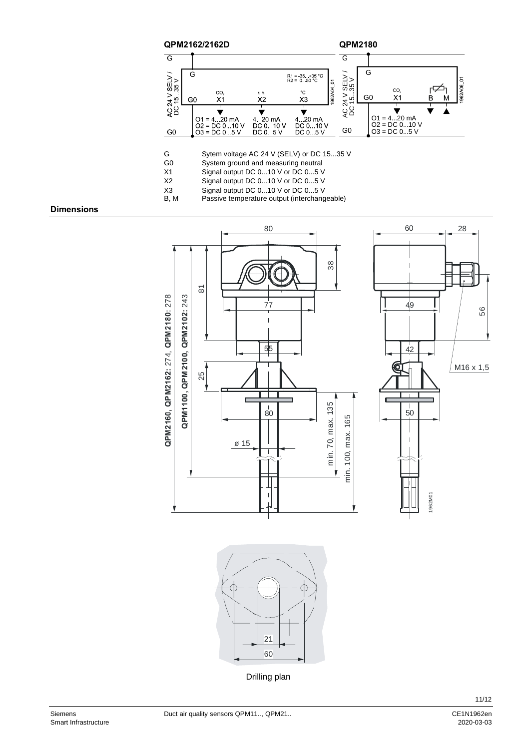**QPM2162/2162D** **QPM2180**

| | |
|---|---|
| G | Sytem voltage AC 24 V (SELV) or DC 15...35 V |
| G0 | System ground and measuring neutral |
| X1 | Signal output DC 0...10 V or DC 0...5 V |
| X2 | Signal output DC 0...10 V or DC 0...5 V |
| X3 | Signal output DC 0...10 V or DC 0...5 V |
| B, M | Passive temperature output (interchangeable) |

## Dimensions

Drilling plan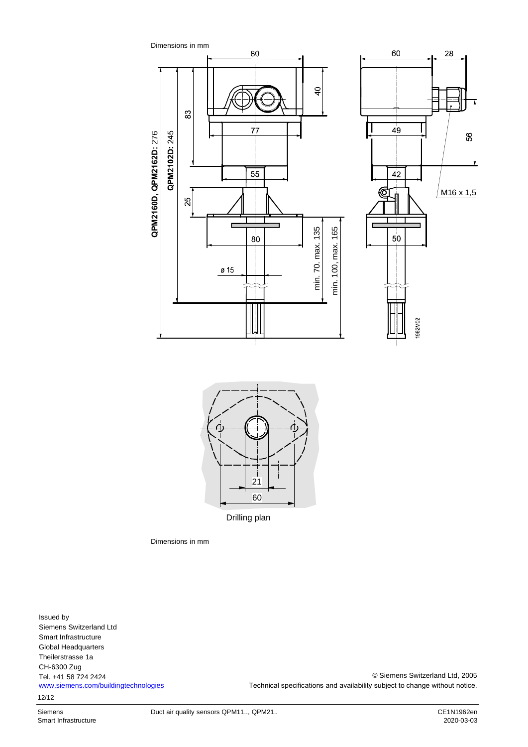Dimensions in mm

80

60

28

40

83

QPM2160D, QPM2162D: 276

QPM2102D: 245

77

49

56

55

42

M16 x 1,5

25

80

50

min. 70. max. 135

min. 100, max. 165

ø 15

1962M02

21

60

Drilling plan

Dimensions in mm

Issued by
Siemens Switzerland Ltd
Smart Infrastructure
Global Headquarters
Theilerstrasse 1a
CH-6300 Zug
Tel. +41 58 724 2424
www.siemens.com/buildingtechnologies

© Siemens Switzerland Ltd, 2005
Technical specifications and availability subject to change without notice.